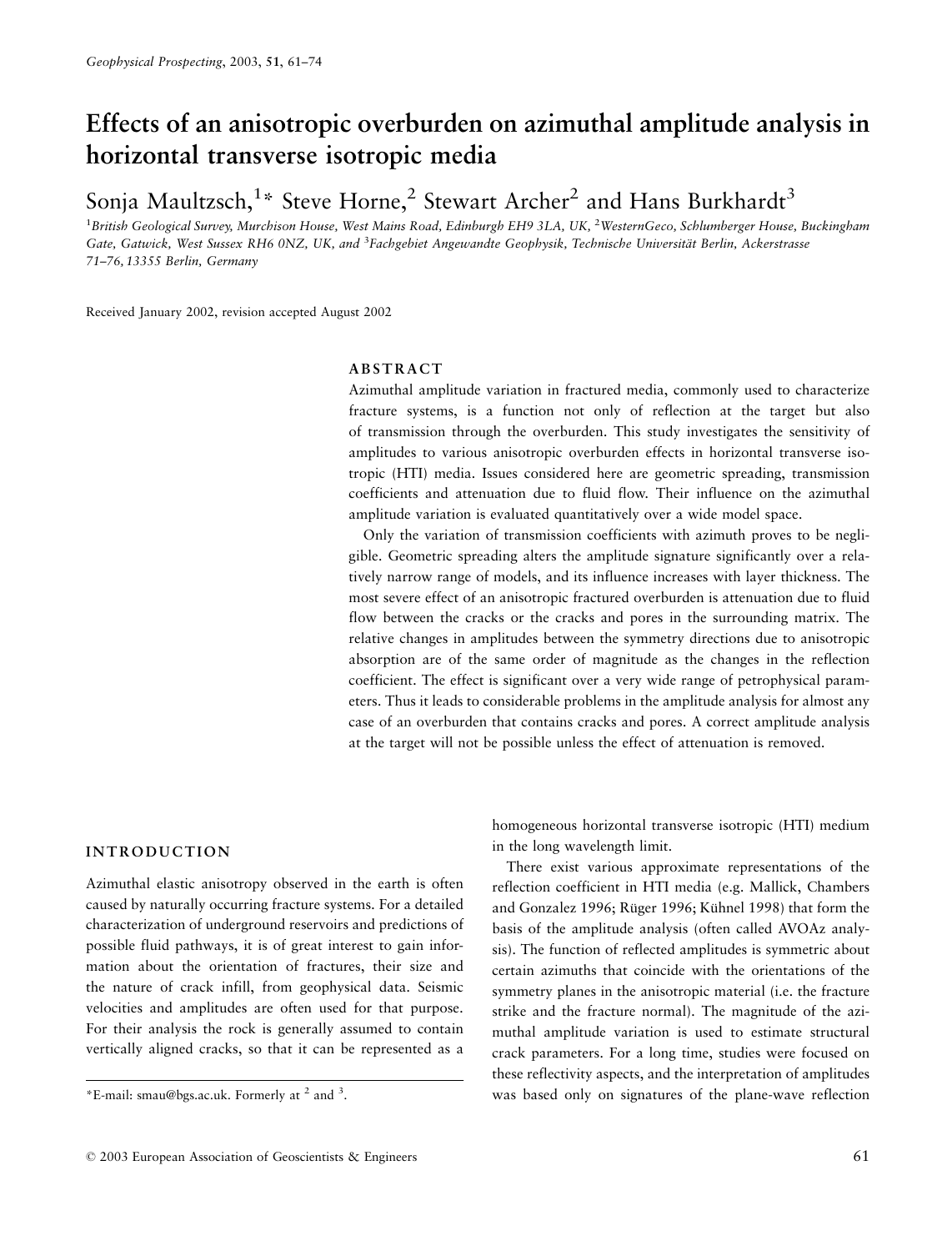# Effects of an anisotropic overburden on azimuthal amplitude analysis in horizontal transverse isotropic media

Sonja Maultzsch,[1]* Steve Horne,[2] Stewart Archer[2] and Hans Burkhardt[3]

[1]*British Geological Survey, Murchison House, West Mains Road, Edinburgh EH9 3LA, UK,* [2]*WesternGeco, Schlumberger House, Buckingham Gate, Gatwick, West Sussex RH6 0NZ, UK, and* [3]*Fachgebiet Angewandte Geophysik, Technische Universität Berlin, Ackerstrasse 71–76, 13355 Berlin, Germany*

Received January 2002, revision accepted August 2002

## ABSTRACT

Azimuthal amplitude variation in fractured media, commonly used to characterize fracture systems, is a function not only of reflection at the target but also of transmission through the overburden. This study investigates the sensitivity of amplitudes to various anisotropic overburden effects in horizontal transverse isotropic (HTI) media. Issues considered here are geometric spreading, transmission coefficients and attenuation due to fluid flow. Their influence on the azimuthal amplitude variation is evaluated quantitatively over a wide model space.

Only the variation of transmission coefficients with azimuth proves to be negligible. Geometric spreading alters the amplitude signature significantly over a relatively narrow range of models, and its influence increases with layer thickness. The most severe effect of an anisotropic fractured overburden is attenuation due to fluid flow between the cracks or the cracks and pores in the surrounding matrix. The relative changes in amplitudes between the symmetry directions due to anisotropic absorption are of the same order of magnitude as the changes in the reflection coefficient. The effect is significant over a very wide range of petrophysical parameters. Thus it leads to considerable problems in the amplitude analysis for almost any case of an overburden that contains cracks and pores. A correct amplitude analysis at the target will not be possible unless the effect of attenuation is removed.

## INTRODUCTION

Azimuthal elastic anisotropy observed in the earth is often caused by naturally occurring fracture systems. For a detailed characterization of underground reservoirs and predictions of possible fluid pathways, it is of great interest to gain information about the orientation of fractures, their size and the nature of crack infill, from geophysical data. Seismic velocities and amplitudes are often used for that purpose. For their analysis the rock is generally assumed to contain vertically aligned cracks, so that it can be represented as a homogeneous horizontal transverse isotropic (HTI) medium in the long wavelength limit.

There exist various approximate representations of the reflection coefficient in HTI media (e.g. Mallick, Chambers and Gonzalez 1996; Rüger 1996; Kühnel 1998) that form the basis of the amplitude analysis (often called AVOAz analysis). The function of reflected amplitudes is symmetric about certain azimuths that coincide with the orientations of the symmetry planes in the anisotropic material (i.e. the fracture strike and the fracture normal). The magnitude of the azimuthal amplitude variation is used to estimate structural crack parameters. For a long time, studies were focused on these reflectivity aspects, and the interpretation of amplitudes was based only on signatures of the plane-wave reflection

*E-mail: smau@bgs.ac.uk. Formerly at [2] and [3].

© 2003 European Association of Geoscientists & Engineers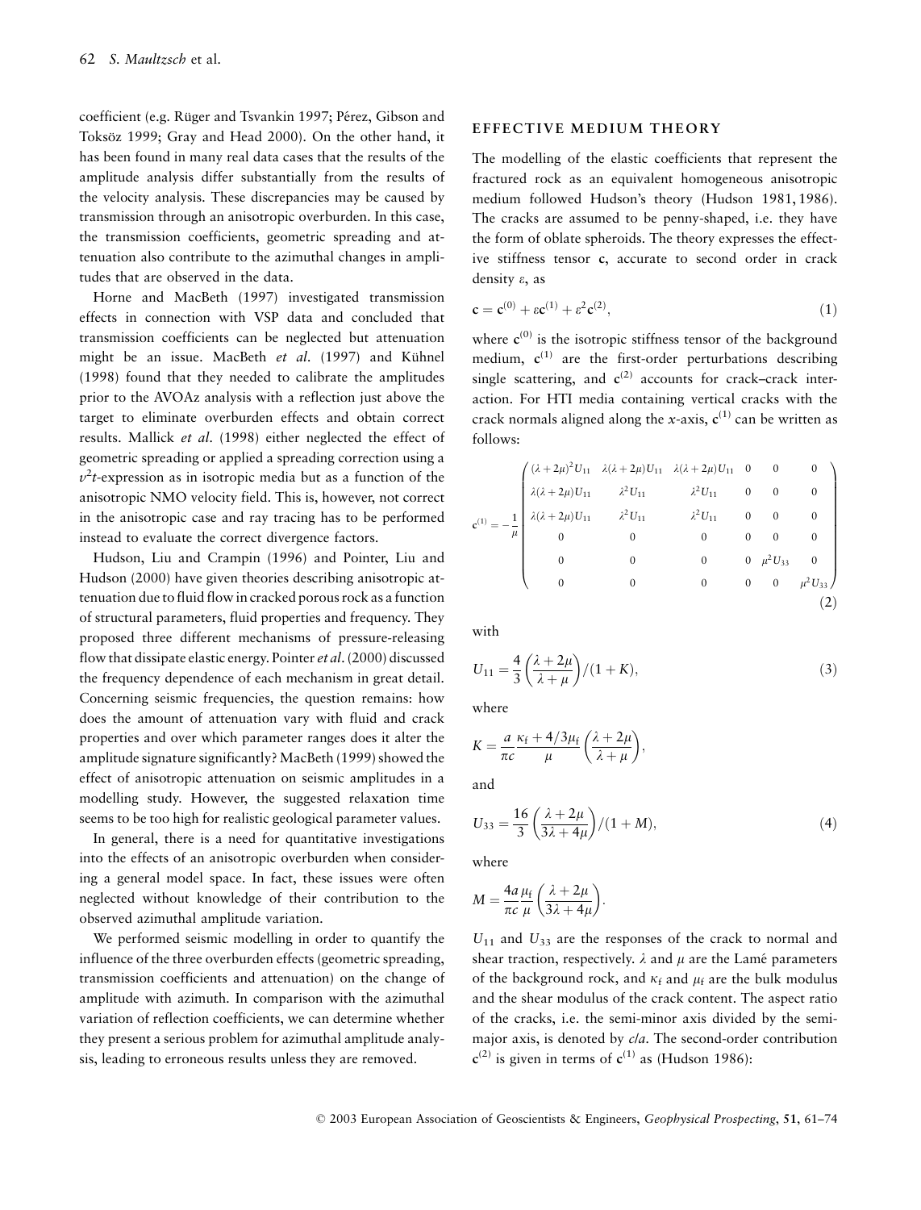coefficient (e.g. Rüger and Tsvankin 1997; Pérez, Gibson and Toksöz 1999; Gray and Head 2000). On the other hand, it has been found in many real data cases that the results of the amplitude analysis differ substantially from the results of the velocity analysis. These discrepancies may be caused by transmission through an anisotropic overburden. In this case, the transmission coefficients, geometric spreading and attenuation also contribute to the azimuthal changes in amplitudes that are observed in the data.

Horne and MacBeth (1997) investigated transmission effects in connection with VSP data and concluded that transmission coefficients can be neglected but attenuation might be an issue. MacBeth *et al.* (1997) and Kühnel (1998) found that they needed to calibrate the amplitudes prior to the AVOAz analysis with a reflection just above the target to eliminate overburden effects and obtain correct results. Mallick *et al.* (1998) either neglected the effect of geometric spreading or applied a spreading correction using a $v^2t$-expression as in isotropic media but as a function of the anisotropic NMO velocity field. This is, however, not correct in the anisotropic case and ray tracing has to be performed instead to evaluate the correct divergence factors.

Hudson, Liu and Crampin (1996) and Pointer, Liu and Hudson (2000) have given theories describing anisotropic attenuation due to fluid flow in cracked porous rock as a function of structural parameters, fluid properties and frequency. They proposed three different mechanisms of pressure-releasing flow that dissipate elastic energy. Pointer *et al.* (2000) discussed the frequency dependence of each mechanism in great detail. Concerning seismic frequencies, the question remains: how does the amount of attenuation vary with fluid and crack properties and over which parameter ranges does it alter the amplitude signature significantly? MacBeth (1999) showed the effect of anisotropic attenuation on seismic amplitudes in a modelling study. However, the suggested relaxation time seems to be too high for realistic geological parameter values.

In general, there is a need for quantitative investigations into the effects of an anisotropic overburden when considering a general model space. In fact, these issues were often neglected without knowledge of their contribution to the observed azimuthal amplitude variation.

We performed seismic modelling in order to quantify the influence of the three overburden effects (geometric spreading, transmission coefficients and attenuation) on the change of amplitude with azimuth. In comparison with the azimuthal variation of reflection coefficients, we can determine whether they present a serious problem for azimuthal amplitude analysis, leading to erroneous results unless they are removed.

## EFFECTIVE MEDIUM THEORY

The modelling of the elastic coefficients that represent the fractured rock as an equivalent homogeneous anisotropic medium followed Hudson's theory (Hudson 1981, 1986). The cracks are assumed to be penny-shaped, i.e. they have the form of oblate spheroids. The theory expresses the effective stiffness tensor $\mathbf{c}$, accurate to second order in crack density $\varepsilon$, as

$$\mathbf{c} = \mathbf{c}^{(0)} + \varepsilon \mathbf{c}^{(1)} + \varepsilon^2 \mathbf{c}^{(2)}, \tag{1}$$

where $\mathbf{c}^{(0)}$ is the isotropic stiffness tensor of the background medium, $\mathbf{c}^{(1)}$ are the first-order perturbations describing single scattering, and $\mathbf{c}^{(2)}$ accounts for crack–crack interaction. For HTI media containing vertical cracks with the crack normals aligned along the $x$-axis, $\mathbf{c}^{(1)}$ can be written as follows:

$$\mathbf{c}^{(1)} = -\frac{1}{\mu}\begin{pmatrix} (\lambda+2\mu)^2 U_{11} & \lambda(\lambda+2\mu)U_{11} & \lambda(\lambda+2\mu)U_{11} & 0 & 0 & 0 \\ \lambda(\lambda+2\mu)U_{11} & \lambda^2 U_{11} & \lambda^2 U_{11} & 0 & 0 & 0 \\ \lambda(\lambda+2\mu)U_{11} & \lambda^2 U_{11} & \lambda^2 U_{11} & 0 & 0 & 0 \\ 0 & 0 & 0 & 0 & 0 & 0 \\ 0 & 0 & 0 & 0 & \mu^2 U_{33} & 0 \\ 0 & 0 & 0 & 0 & 0 & \mu^2 U_{33} \end{pmatrix} \tag{2}$$

with

$$U_{11} = \frac{4}{3}\left(\frac{\lambda+2\mu}{\lambda+\mu}\right)/(1+K), \tag{3}$$

where

$$K = \frac{a}{\pi c}\frac{\kappa_f + 4/3\mu_f}{\mu}\left(\frac{\lambda+2\mu}{\lambda+\mu}\right),$$

and

$$U_{33} = \frac{16}{3}\left(\frac{\lambda+2\mu}{3\lambda+4\mu}\right)/(1+M), \tag{4}$$

where

$$M = \frac{4a}{\pi c}\frac{\mu_f}{\mu}\left(\frac{\lambda+2\mu}{3\lambda+4\mu}\right).$$

$U_{11}$ and $U_{33}$ are the responses of the crack to normal and shear traction, respectively. $\lambda$ and $\mu$ are the Lamé parameters of the background rock, and $\kappa_f$ and $\mu_f$ are the bulk modulus and the shear modulus of the crack content. The aspect ratio of the cracks, i.e. the semi-minor axis divided by the semi-major axis, is denoted by $c/a$. The second-order contribution $\mathbf{c}^{(2)}$ is given in terms of $\mathbf{c}^{(1)}$ as (Hudson 1986):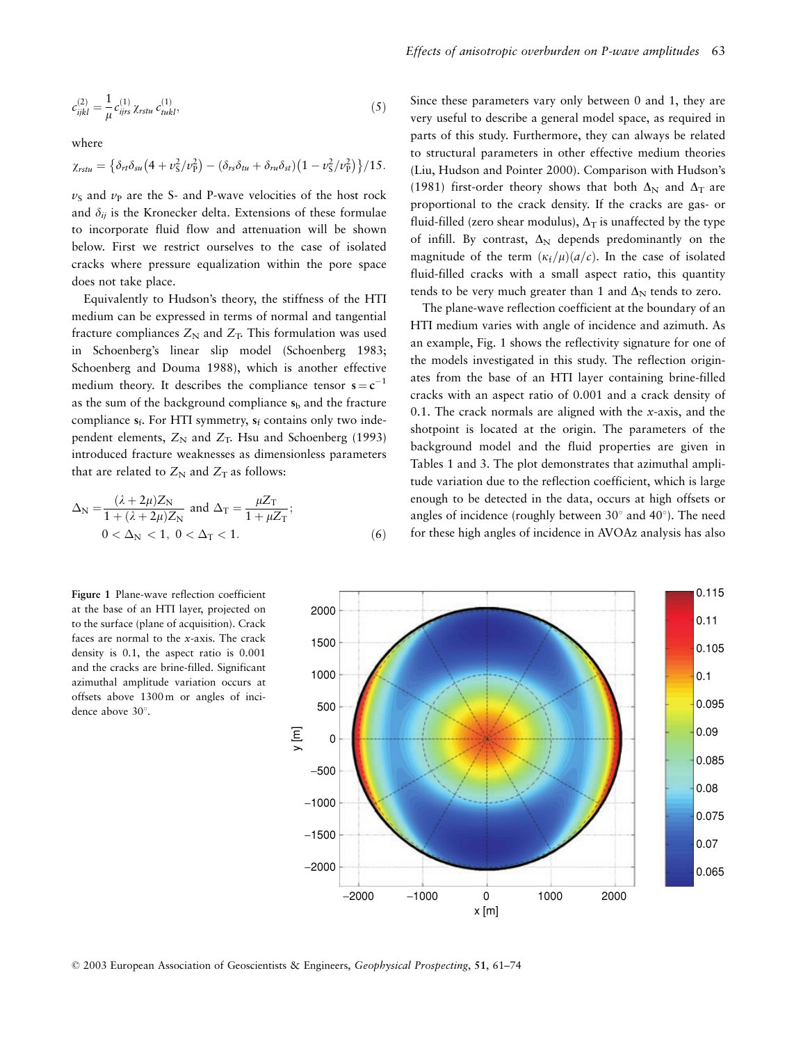$$c_{ijkl}^{(2)} = \frac{1}{\mu} c_{ijrs}^{(1)} \chi_{rstu} c_{tukl}^{(1)}, \tag{5}$$

where

$$\chi_{rstu} = \left\{ \delta_{rt}\delta_{su}\left(4 + v_S^2/v_P^2\right) - \left(\delta_{rs}\delta_{tu} + \delta_{ru}\delta_{st}\right)\left(1 - v_S^2/v_P^2\right)\right\}/15.$$

$v_S$ and $v_P$ are the S- and P-wave velocities of the host rock and $\delta_{ij}$ is the Kronecker delta. Extensions of these formulae to incorporate fluid flow and attenuation will be shown below. First we restrict ourselves to the case of isolated cracks where pressure equalization within the pore space does not take place.

Equivalently to Hudson's theory, the stiffness of the HTI medium can be expressed in terms of normal and tangential fracture compliances $Z_N$ and $Z_T$. This formulation was used in Schoenberg's linear slip model (Schoenberg 1983; Schoenberg and Douma 1988), which is another effective medium theory. It describes the compliance tensor $\mathbf{s} = \mathbf{c}^{-1}$ as the sum of the background compliance $\mathbf{s}_b$ and the fracture compliance $\mathbf{s}_f$. For HTI symmetry, $\mathbf{s}_f$ contains only two independent elements, $Z_N$ and $Z_T$. Hsu and Schoenberg (1993) introduced fracture weaknesses as dimensionless parameters that are related to $Z_N$ and $Z_T$ as follows:

$$\Delta_N = \frac{(\lambda + 2\mu)Z_N}{1 + (\lambda + 2\mu)Z_N} \text{ and } \Delta_T = \frac{\mu Z_T}{1 + \mu Z_T};$$
$$0 < \Delta_N < 1, \; 0 < \Delta_T < 1. \tag{6}$$

Since these parameters vary only between 0 and 1, they are very useful to describe a general model space, as required in parts of this study. Furthermore, they can always be related to structural parameters in other effective medium theories (Liu, Hudson and Pointer 2000). Comparison with Hudson's (1981) first-order theory shows that both $\Delta_N$ and $\Delta_T$ are proportional to the crack density. If the cracks are gas- or fluid-filled (zero shear modulus), $\Delta_T$ is unaffected by the type of infill. By contrast, $\Delta_N$ depends predominantly on the magnitude of the term $(\kappa_f/\mu)(a/c)$. In the case of isolated fluid-filled cracks with a small aspect ratio, this quantity tends to be very much greater than 1 and $\Delta_N$ tends to zero.

The plane-wave reflection coefficient at the boundary of an HTI medium varies with angle of incidence and azimuth. As an example, Fig. 1 shows the reflectivity signature for one of the models investigated in this study. The reflection originates from the base of an HTI layer containing brine-filled cracks with an aspect ratio of 0.001 and a crack density of 0.1. The crack normals are aligned with the $x$-axis, and the shotpoint is located at the origin. The parameters of the background model and the fluid properties are given in Tables 1 and 3. The plot demonstrates that azimuthal amplitude variation due to the reflection coefficient, which is large enough to be detected in the data, occurs at high offsets or angles of incidence (roughly between 30° and 40°). The need for these high angles of incidence in AVOAz analysis has also

**Figure 1** Plane-wave reflection coefficient at the base of an HTI layer, projected on to the surface (plane of acquisition). Crack faces are normal to the $x$-axis. The crack density is 0.1, the aspect ratio is 0.001 and the cracks are brine-filled. Significant azimuthal amplitude variation occurs at offsets above 1300 m or angles of incidence above 30°.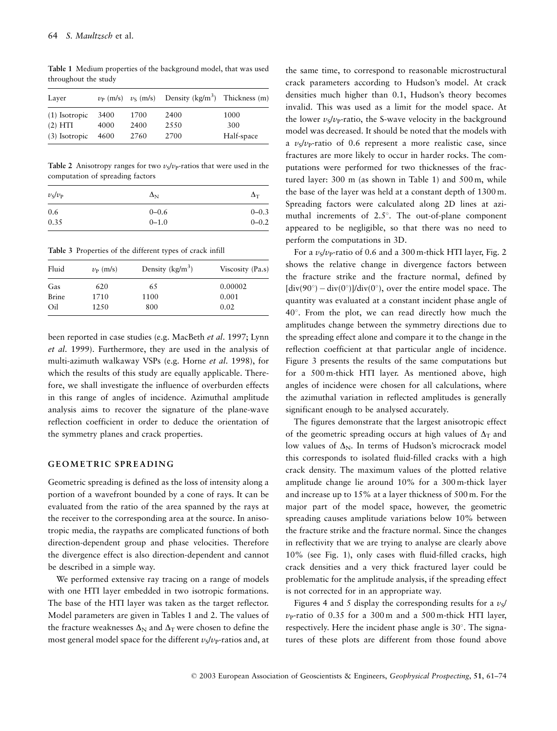**Table 1** Medium properties of the background model, that was used throughout the study

| Layer | $v_P$ (m/s) | $v_S$ (m/s) | Density (kg/m$^3$) | Thickness (m) |
|---|---|---|---|---|
| (1) Isotropic | 3400 | 1700 | 2400 | 1000 |
| (2) HTI | 4000 | 2400 | 2550 | 300 |
| (3) Isotropic | 4600 | 2760 | 2700 | Half-space |

**Table 2** Anisotropy ranges for two $v_S/v_P$-ratios that were used in the computation of spreading factors

| $v_S/v_P$ | $\Delta_N$ | $\Delta_T$ |
|---|---|---|
| 0.6 | 0–0.6 | 0–0.3 |
| 0.35 | 0–1.0 | 0–0.2 |

**Table 3** Properties of the different types of crack infill

| Fluid | $v_P$ (m/s) | Density (kg/m$^3$) | Viscosity (Pa.s) |
|---|---|---|---|
| Gas | 620 | 65 | 0.00002 |
| Brine | 1710 | 1100 | 0.001 |
| Oil | 1250 | 800 | 0.02 |

been reported in case studies (e.g. MacBeth *et al.* 1997; Lynn *et al.* 1999). Furthermore, they are used in the analysis of multi-azimuth walkaway VSPs (e.g. Horne *et al.* 1998), for which the results of this study are equally applicable. Therefore, we shall investigate the influence of overburden effects in this range of angles of incidence. Azimuthal amplitude analysis aims to recover the signature of the plane-wave reflection coefficient in order to deduce the orientation of the symmetry planes and crack properties.

## GEOMETRIC SPREADING

Geometric spreading is defined as the loss of intensity along a portion of a wavefront bounded by a cone of rays. It can be evaluated from the ratio of the area spanned by the rays at the receiver to the corresponding area at the source. In anisotropic media, the raypaths are complicated functions of both direction-dependent group and phase velocities. Therefore the divergence effect is also direction-dependent and cannot be described in a simple way.

We performed extensive ray tracing on a range of models with one HTI layer embedded in two isotropic formations. The base of the HTI layer was taken as the target reflector. Model parameters are given in Tables 1 and 2. The values of the fracture weaknesses $\Delta_N$ and $\Delta_T$ were chosen to define the most general model space for the different $v_S/v_P$-ratios and, at the same time, to correspond to reasonable microstructural crack parameters according to Hudson's model. At crack densities much higher than 0.1, Hudson's theory becomes invalid. This was used as a limit for the model space. At the lower $v_S/v_P$-ratio, the S-wave velocity in the background model was decreased. It should be noted that the models with a $v_S/v_P$-ratio of 0.6 represent a more realistic case, since fractures are more likely to occur in harder rocks. The computations were performed for two thicknesses of the fractured layer: 300 m (as shown in Table 1) and 500 m, while the base of the layer was held at a constant depth of 1300 m. Spreading factors were calculated along 2D lines at azimuthal increments of 2.5°. The out-of-plane component appeared to be negligible, so that there was no need to perform the computations in 3D.

For a $v_S/v_P$-ratio of 0.6 and a 300 m-thick HTI layer, Fig. 2 shows the relative change in divergence factors between the fracture strike and the fracture normal, defined by $[\mathrm{div}(90°) - \mathrm{div}(0°)]/\mathrm{div}(0°)$, over the entire model space. The quantity was evaluated at a constant incident phase angle of 40°. From the plot, we can read directly how much the amplitudes change between the symmetry directions due to the spreading effect alone and compare it to the change in the reflection coefficient at that particular angle of incidence. Figure 3 presents the results of the same computations but for a 500 m-thick HTI layer. As mentioned above, high angles of incidence were chosen for all calculations, where the azimuthal variation in reflected amplitudes is generally significant enough to be analysed accurately.

The figures demonstrate that the largest anisotropic effect of the geometric spreading occurs at high values of $\Delta_T$ and low values of $\Delta_N$. In terms of Hudson's microcrack model this corresponds to isolated fluid-filled cracks with a high crack density. The maximum values of the plotted relative amplitude change lie around 10% for a 300 m-thick layer and increase up to 15% at a layer thickness of 500 m. For the major part of the model space, however, the geometric spreading causes amplitude variations below 10% between the fracture strike and the fracture normal. Since the changes in reflectivity that we are trying to analyse are clearly above 10% (see Fig. 1), only cases with fluid-filled cracks, high crack densities and a very thick fractured layer could be problematic for the amplitude analysis, if the spreading effect is not corrected for in an appropriate way.

Figures 4 and 5 display the corresponding results for a $v_S/v_P$-ratio of 0.35 for a 300 m and a 500 m-thick HTI layer, respectively. Here the incident phase angle is 30°. The signatures of these plots are different from those found above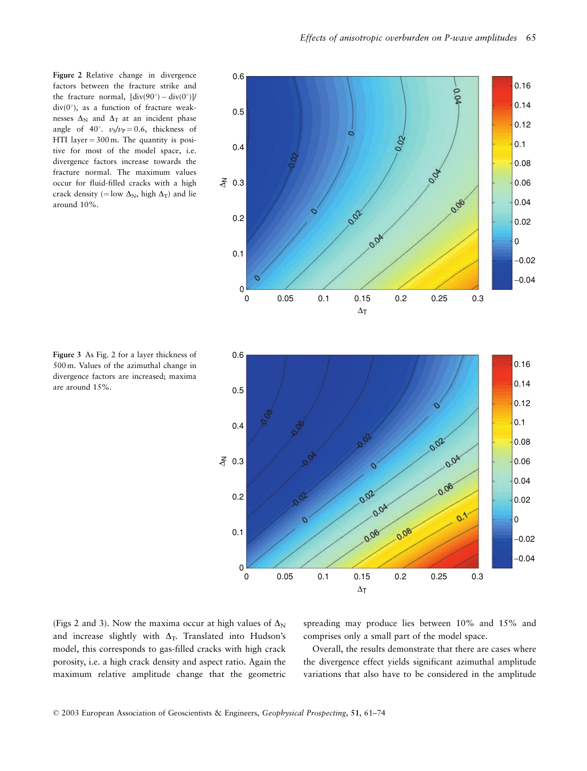**Figure 2** Relative change in divergence factors between the fracture strike and the fracture normal, $[\mathrm{div}(90°) - \mathrm{div}(0°)]/\mathrm{div}(0°)$, as a function of fracture weaknesses $\Delta_N$ and $\Delta_T$ at an incident phase angle of 40°. $v_S/v_P = 0.6$, thickness of HTI layer = 300 m. The quantity is positive for most of the model space, i.e. divergence factors increase towards the fracture normal. The maximum values occur for fluid-filled cracks with a high crack density (= low $\Delta_N$, high $\Delta_T$) and lie around 10%.

**Figure 3** As Fig. 2 for a layer thickness of 500 m. Values of the azimuthal change in divergence factors are increased; maxima are around 15%.

(Figs 2 and 3). Now the maxima occur at high values of $\Delta_N$ and increase slightly with $\Delta_T$. Translated into Hudson's model, this corresponds to gas-filled cracks with high crack porosity, i.e. a high crack density and aspect ratio. Again the maximum relative amplitude change that the geometric spreading may produce lies between 10% and 15% and comprises only a small part of the model space.

Overall, the results demonstrate that there are cases where the divergence effect yields significant azimuthal amplitude variations that also have to be considered in the amplitude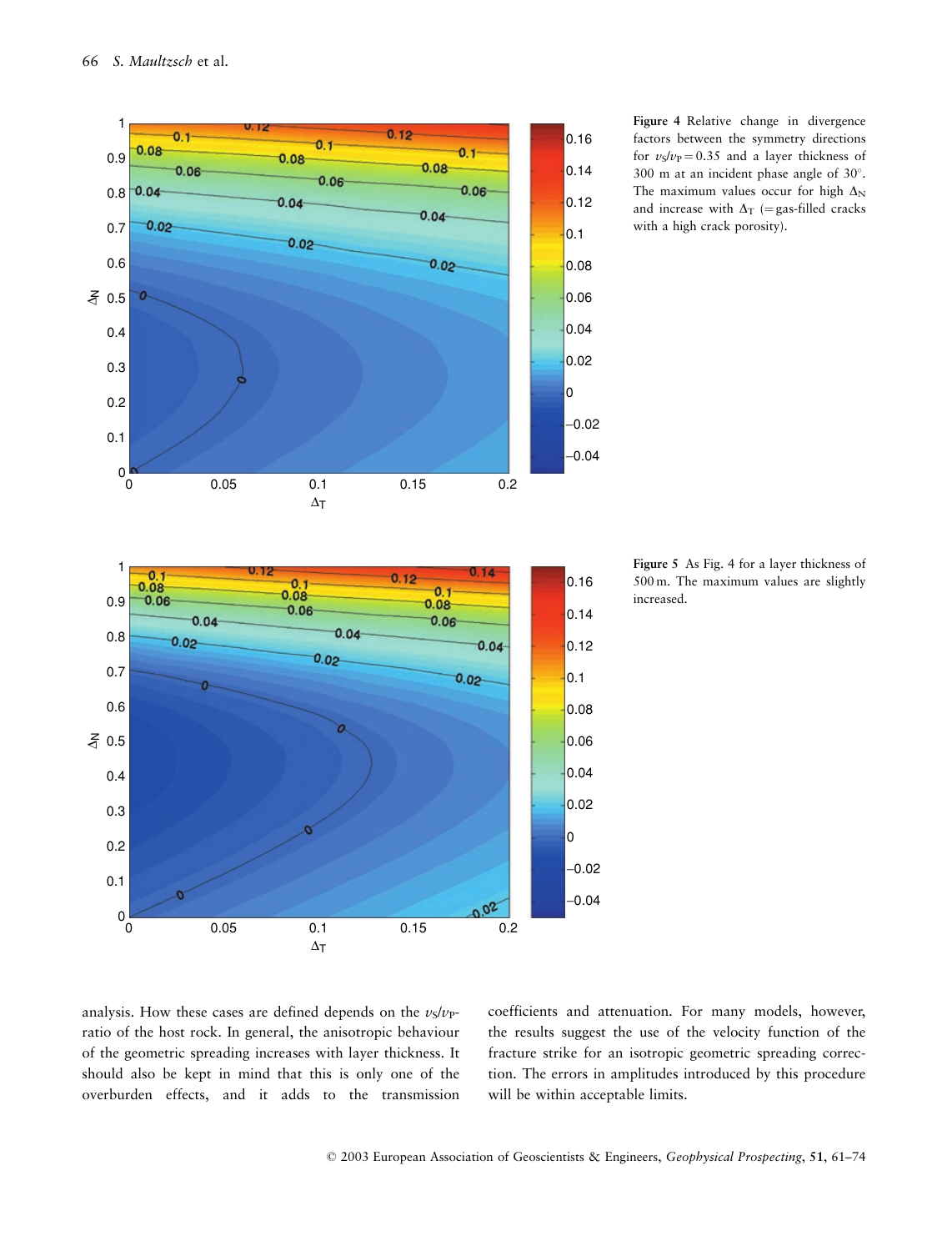**Figure 4** Relative change in divergence factors between the symmetry directions for $v_S/v_P = 0.35$ and a layer thickness of 300 m at an incident phase angle of 30°. The maximum values occur for high $\Delta_N$ and increase with $\Delta_T$ (= gas-filled cracks with a high crack porosity).

**Figure 5** As Fig. 4 for a layer thickness of 500 m. The maximum values are slightly increased.

analysis. How these cases are defined depends on the $v_S/v_P$-ratio of the host rock. In general, the anisotropic behaviour of the geometric spreading increases with layer thickness. It should also be kept in mind that this is only one of the overburden effects, and it adds to the transmission coefficients and attenuation. For many models, however, the results suggest the use of the velocity function of the fracture strike for an isotropic geometric spreading correction. The errors in amplitudes introduced by this procedure will be within acceptable limits.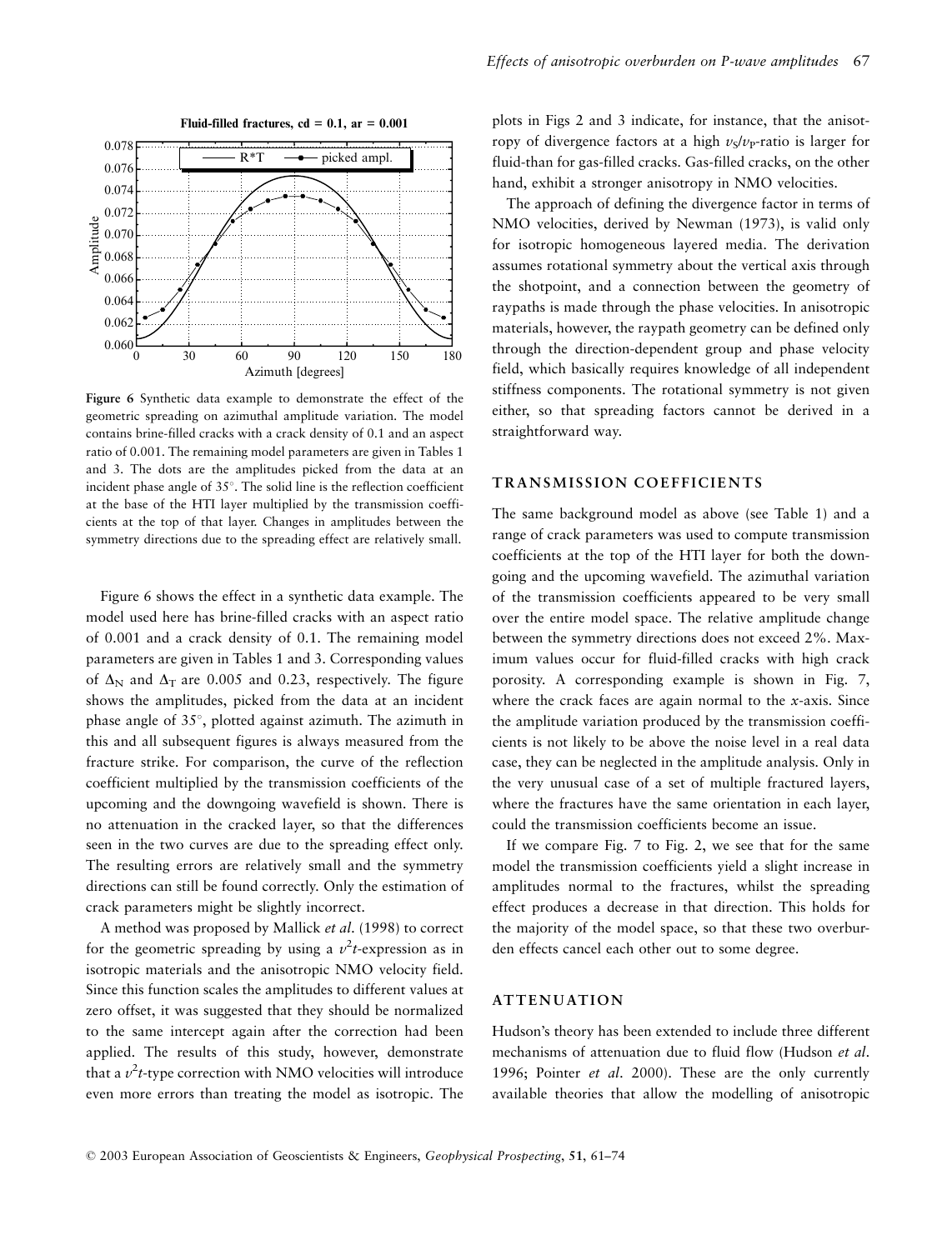Figure 6 Synthetic data example to demonstrate the effect of the geometric spreading on azimuthal amplitude variation. The model contains brine-filled cracks with a crack density of 0.1 and an aspect ratio of 0.001. The remaining model parameters are given in Tables 1 and 3. The dots are the amplitudes picked from the data at an incident phase angle of 35°. The solid line is the reflection coefficient at the base of the HTI layer multiplied by the transmission coefficients at the top of that layer. Changes in amplitudes between the symmetry directions due to the spreading effect are relatively small.

Figure 6 shows the effect in a synthetic data example. The model used here has brine-filled cracks with an aspect ratio of 0.001 and a crack density of 0.1. The remaining model parameters are given in Tables 1 and 3. Corresponding values of $\Delta_N$ and $\Delta_T$ are 0.005 and 0.23, respectively. The figure shows the amplitudes, picked from the data at an incident phase angle of 35°, plotted against azimuth. The azimuth in this and all subsequent figures is always measured from the fracture strike. For comparison, the curve of the reflection coefficient multiplied by the transmission coefficients of the upcoming and the downgoing wavefield is shown. There is no attenuation in the cracked layer, so that the differences seen in the two curves are due to the spreading effect only. The resulting errors are relatively small and the symmetry directions can still be found correctly. Only the estimation of crack parameters might be slightly incorrect.

A method was proposed by Mallick *et al.* (1998) to correct for the geometric spreading by using a $v^2t$-expression as in isotropic materials and the anisotropic NMO velocity field. Since this function scales the amplitudes to different values at zero offset, it was suggested that they should be normalized to the same intercept again after the correction had been applied. The results of this study, however, demonstrate that a $v^2t$-type correction with NMO velocities will introduce even more errors than treating the model as isotropic. The plots in Figs 2 and 3 indicate, for instance, that the anisotropy of divergence factors at a high $v_S/v_P$-ratio is larger for fluid-than for gas-filled cracks. Gas-filled cracks, on the other hand, exhibit a stronger anisotropy in NMO velocities.

The approach of defining the divergence factor in terms of NMO velocities, derived by Newman (1973), is valid only for isotropic homogeneous layered media. The derivation assumes rotational symmetry about the vertical axis through the shotpoint, and a connection between the geometry of raypaths is made through the phase velocities. In anisotropic materials, however, the raypath geometry can be defined only through the direction-dependent group and phase velocity field, which basically requires knowledge of all independent stiffness components. The rotational symmetry is not given either, so that spreading factors cannot be derived in a straightforward way.

## TRANSMISSION COEFFICIENTS

The same background model as above (see Table 1) and a range of crack parameters was used to compute transmission coefficients at the top of the HTI layer for both the downgoing and the upcoming wavefield. The azimuthal variation of the transmission coefficients appeared to be very small over the entire model space. The relative amplitude change between the symmetry directions does not exceed 2%. Maximum values occur for fluid-filled cracks with high crack porosity. A corresponding example is shown in Fig. 7, where the crack faces are again normal to the *x*-axis. Since the amplitude variation produced by the transmission coefficients is not likely to be above the noise level in a real data case, they can be neglected in the amplitude analysis. Only in the very unusual case of a set of multiple fractured layers, where the fractures have the same orientation in each layer, could the transmission coefficients become an issue.

If we compare Fig. 7 to Fig. 2, we see that for the same model the transmission coefficients yield a slight increase in amplitudes normal to the fractures, whilst the spreading effect produces a decrease in that direction. This holds for the majority of the model space, so that these two overburden effects cancel each other out to some degree.

## ATTENUATION

Hudson's theory has been extended to include three different mechanisms of attenuation due to fluid flow (Hudson *et al.* 1996; Pointer *et al.* 2000). These are the only currently available theories that allow the modelling of anisotropic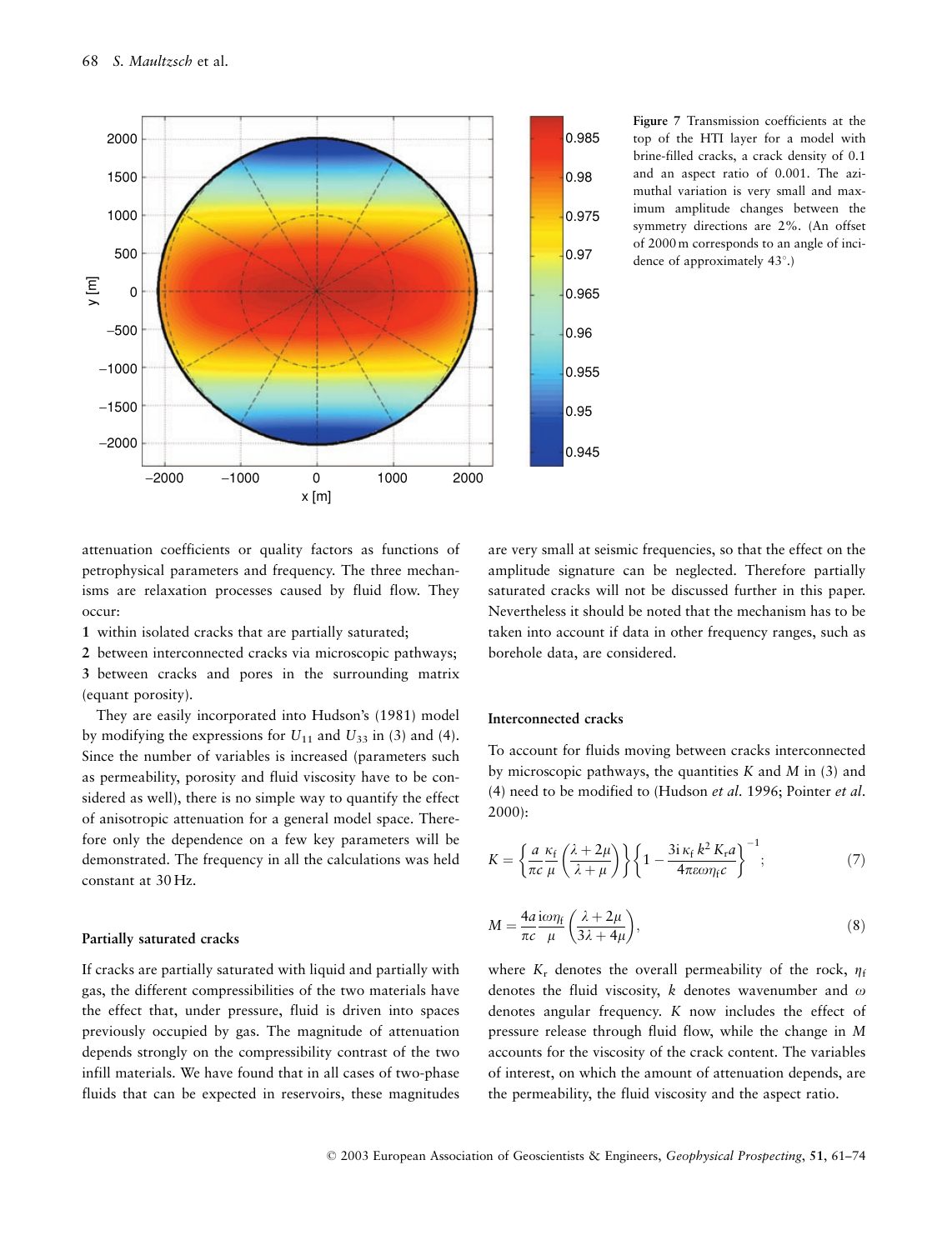Figure 7 Transmission coefficients at the top of the HTI layer for a model with brine-filled cracks, a crack density of 0.1 and an aspect ratio of 0.001. The azimuthal variation is very small and maximum amplitude changes between the symmetry directions are 2%. (An offset of 2000 m corresponds to an angle of incidence of approximately 43°.)

attenuation coefficients or quality factors as functions of petrophysical parameters and frequency. The three mechanisms are relaxation processes caused by fluid flow. They occur:

1 within isolated cracks that are partially saturated;
2 between interconnected cracks via microscopic pathways;
3 between cracks and pores in the surrounding matrix (equant porosity).

They are easily incorporated into Hudson's (1981) model by modifying the expressions for $U_{11}$ and $U_{33}$ in (3) and (4). Since the number of variables is increased (parameters such as permeability, porosity and fluid viscosity have to be considered as well), there is no simple way to quantify the effect of anisotropic attenuation for a general model space. Therefore only the dependence on a few key parameters will be demonstrated. The frequency in all the calculations was held constant at 30 Hz.

### Partially saturated cracks

If cracks are partially saturated with liquid and partially with gas, the different compressibilities of the two materials have the effect that, under pressure, fluid is driven into spaces previously occupied by gas. The magnitude of attenuation depends strongly on the compressibility contrast of the two infill materials. We have found that in all cases of two-phase fluids that can be expected in reservoirs, these magnitudes are very small at seismic frequencies, so that the effect on the amplitude signature can be neglected. Therefore partially saturated cracks will not be discussed further in this paper. Nevertheless it should be noted that the mechanism has to be taken into account if data in other frequency ranges, such as borehole data, are considered.

### Interconnected cracks

To account for fluids moving between cracks interconnected by microscopic pathways, the quantities $K$ and $M$ in (3) and (4) need to be modified to (Hudson *et al.* 1996; Pointer *et al.* 2000):

$$K = \left\{ \frac{a}{\pi c} \frac{\kappa_{\mathrm{f}}}{\mu} \left( \frac{\lambda + 2\mu}{\lambda + \mu} \right) \right\} \left\{ 1 - \frac{3\mathrm{i}\, \kappa_{\mathrm{f}}\, k^2\, K_{\mathrm{r}} a}{4\pi\varepsilon\omega\eta_{\mathrm{f}} c} \right\}^{-1}; \tag{7}$$

$$M = \frac{4a}{\pi c} \frac{\mathrm{i}\omega\eta_{\mathrm{f}}}{\mu} \left( \frac{\lambda + 2\mu}{3\lambda + 4\mu} \right), \tag{8}$$

where $K_{\mathrm{r}}$ denotes the overall permeability of the rock, $\eta_{\mathrm{f}}$ denotes the fluid viscosity, $k$ denotes wavenumber and $\omega$ denotes angular frequency. $K$ now includes the effect of pressure release through fluid flow, while the change in $M$ accounts for the viscosity of the crack content. The variables of interest, on which the amount of attenuation depends, are the permeability, the fluid viscosity and the aspect ratio.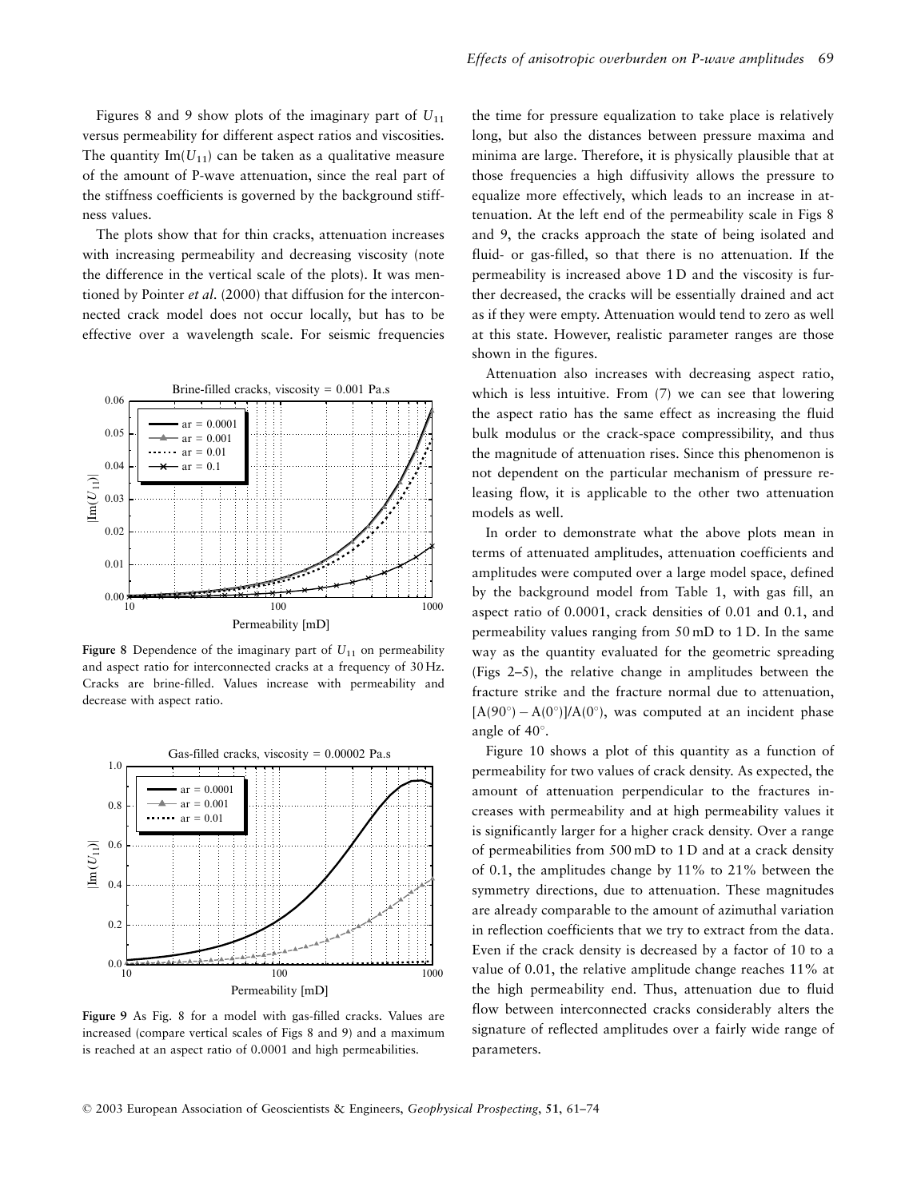Figures 8 and 9 show plots of the imaginary part of $U_{11}$ versus permeability for different aspect ratios and viscosities. The quantity $\text{Im}(U_{11})$ can be taken as a qualitative measure of the amount of P-wave attenuation, since the real part of the stiffness coefficients is governed by the background stiffness values.

The plots show that for thin cracks, attenuation increases with increasing permeability and decreasing viscosity (note the difference in the vertical scale of the plots). It was mentioned by Pointer *et al.* (2000) that diffusion for the interconnected crack model does not occur locally, but has to be effective over a wavelength scale. For seismic frequencies the time for pressure equalization to take place is relatively long, but also the distances between pressure maxima and minima are large. Therefore, it is physically plausible that at those frequencies a high diffusivity allows the pressure to equalize more effectively, which leads to an increase in attenuation. At the left end of the permeability scale in Figs 8 and 9, the cracks approach the state of being isolated and fluid- or gas-filled, so that there is no attenuation. If the permeability is increased above 1 D and the viscosity is further decreased, the cracks will be essentially drained and act as if they were empty. Attenuation would tend to zero as well at this state. However, realistic parameter ranges are those shown in the figures.

**Figure 8** Dependence of the imaginary part of $U_{11}$ on permeability and aspect ratio for interconnected cracks at a frequency of 30 Hz. Cracks are brine-filled. Values increase with permeability and decrease with aspect ratio.

**Figure 9** As Fig. 8 for a model with gas-filled cracks. Values are increased (compare vertical scales of Figs 8 and 9) and a maximum is reached at an aspect ratio of 0.0001 and high permeabilities.

Attenuation also increases with decreasing aspect ratio, which is less intuitive. From (7) we can see that lowering the aspect ratio has the same effect as increasing the fluid bulk modulus or the crack-space compressibility, and thus the magnitude of attenuation rises. Since this phenomenon is not dependent on the particular mechanism of pressure releasing flow, it is applicable to the other two attenuation models as well.

In order to demonstrate what the above plots mean in terms of attenuated amplitudes, attenuation coefficients and amplitudes were computed over a large model space, defined by the background model from Table 1, with gas fill, an aspect ratio of 0.0001, crack densities of 0.01 and 0.1, and permeability values ranging from 50 mD to 1 D. In the same way as the quantity evaluated for the geometric spreading (Figs 2–5), the relative change in amplitudes between the fracture strike and the fracture normal due to attenuation, $[A(90^\circ) - A(0^\circ)]/A(0^\circ)$, was computed at an incident phase angle of $40^\circ$.

Figure 10 shows a plot of this quantity as a function of permeability for two values of crack density. As expected, the amount of attenuation perpendicular to the fractures increases with permeability and at high permeability values it is significantly larger for a higher crack density. Over a range of permeabilities from 500 mD to 1 D and at a crack density of 0.1, the amplitudes change by 11% to 21% between the symmetry directions, due to attenuation. These magnitudes are already comparable to the amount of azimuthal variation in reflection coefficients that we try to extract from the data. Even if the crack density is decreased by a factor of 10 to a value of 0.01, the relative amplitude change reaches 11% at the high permeability end. Thus, attenuation due to fluid flow between interconnected cracks considerably alters the signature of reflected amplitudes over a fairly wide range of parameters.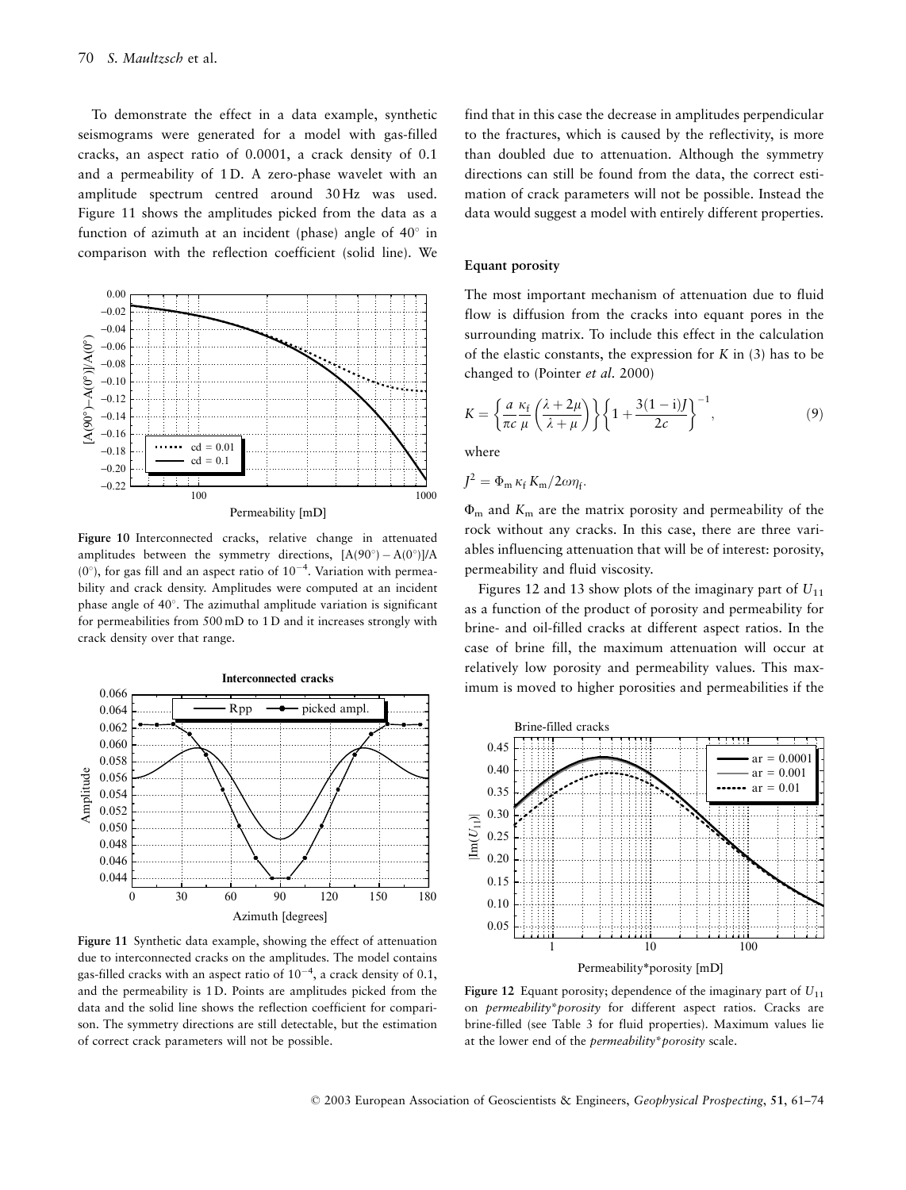To demonstrate the effect in a data example, synthetic seismograms were generated for a model with gas-filled cracks, an aspect ratio of 0.0001, a crack density of 0.1 and a permeability of 1 D. A zero-phase wavelet with an amplitude spectrum centred around 30 Hz was used. Figure 11 shows the amplitudes picked from the data as a function of azimuth at an incident (phase) angle of 40° in comparison with the reflection coefficient (solid line). We find that in this case the decrease in amplitudes perpendicular to the fractures, which is caused by the reflectivity, is more than doubled due to attenuation. Although the symmetry directions can still be found from the data, the correct estimation of crack parameters will not be possible. Instead the data would suggest a model with entirely different properties.

**Figure 10** Interconnected cracks, relative change in attenuated amplitudes between the symmetry directions, $[A(90^\circ) - A(0^\circ)]/A(0^\circ)$, for gas fill and an aspect ratio of $10^{-4}$. Variation with permeability and crack density. Amplitudes were computed at an incident phase angle of 40°. The azimuthal amplitude variation is significant for permeabilities from 500 mD to 1 D and it increases strongly with crack density over that range.

**Figure 11** Synthetic data example, showing the effect of attenuation due to interconnected cracks on the amplitudes. The model contains gas-filled cracks with an aspect ratio of $10^{-4}$, a crack density of 0.1, and the permeability is 1 D. Points are amplitudes picked from the data and the solid line shows the reflection coefficient for comparison. The symmetry directions are still detectable, but the estimation of correct crack parameters will not be possible.

### Equant porosity

The most important mechanism of attenuation due to fluid flow is diffusion from the cracks into equant pores in the surrounding matrix. To include this effect in the calculation of the elastic constants, the expression for $K$ in (3) has to be changed to (Pointer *et al.* 2000)

$$K = \left\{ \frac{a}{\pi c} \frac{\kappa_f}{\mu} \left( \frac{\lambda + 2\mu}{\lambda + \mu} \right) \right\} \left\{ 1 + \frac{3(1-i)J}{2c} \right\}^{-1}, \tag{9}$$

where

$$J^2 = \Phi_m \kappa_f K_m / 2\omega\eta_f.$$

$\Phi_m$ and $K_m$ are the matrix porosity and permeability of the rock without any cracks. In this case, there are three variables influencing attenuation that will be of interest: porosity, permeability and fluid viscosity.

Figures 12 and 13 show plots of the imaginary part of $U_{11}$ as a function of the product of porosity and permeability for brine- and oil-filled cracks at different aspect ratios. In the case of brine fill, the maximum attenuation will occur at relatively low porosity and permeability values. This maximum is moved to higher porosities and permeabilities if the

**Figure 12** Equant porosity; dependence of the imaginary part of $U_{11}$ on *permeability\*porosity* for different aspect ratios. Cracks are brine-filled (see Table 3 for fluid properties). Maximum values lie at the lower end of the *permeability\*porosity* scale.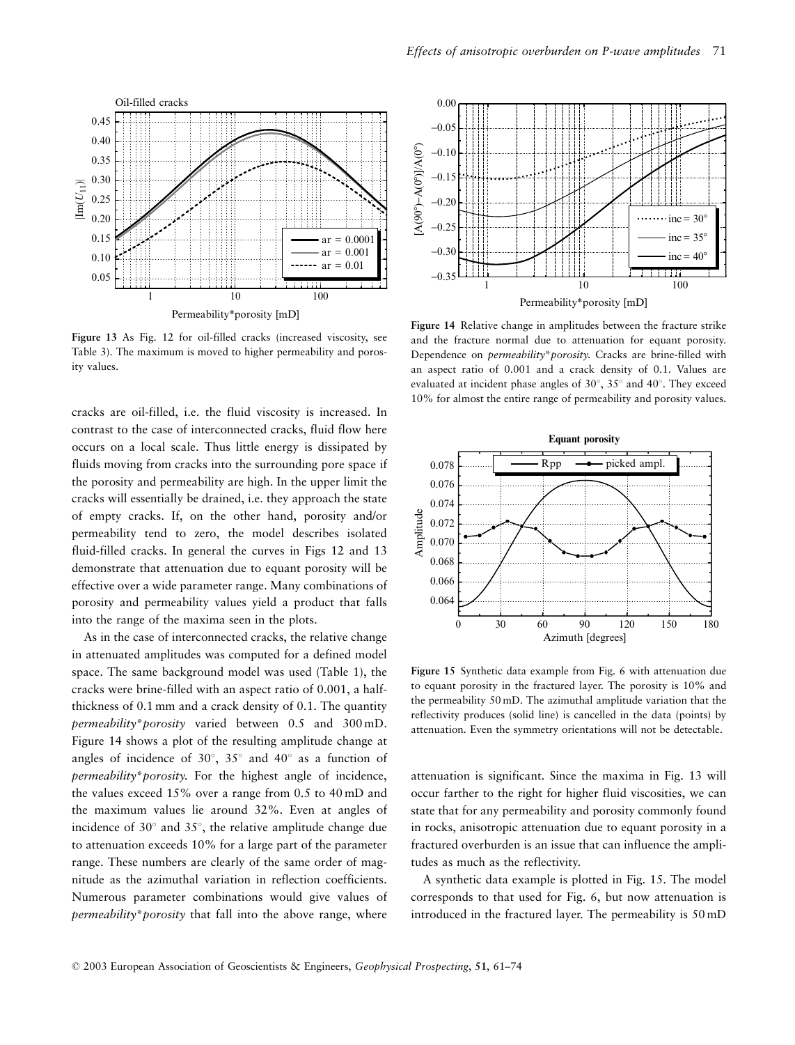Figure 13 As Fig. 12 for oil-filled cracks (increased viscosity, see Table 3). The maximum is moved to higher permeability and porosity values.

cracks are oil-filled, i.e. the fluid viscosity is increased. In contrast to the case of interconnected cracks, fluid flow here occurs on a local scale. Thus little energy is dissipated by fluids moving from cracks into the surrounding pore space if the porosity and permeability are high. In the upper limit the cracks will essentially be drained, i.e. they approach the state of empty cracks. If, on the other hand, porosity and/or permeability tend to zero, the model describes isolated fluid-filled cracks. In general the curves in Figs 12 and 13 demonstrate that attenuation due to equant porosity will be effective over a wide parameter range. Many combinations of porosity and permeability values yield a product that falls into the range of the maxima seen in the plots.

As in the case of interconnected cracks, the relative change in attenuated amplitudes was computed for a defined model space. The same background model was used (Table 1), the cracks were brine-filled with an aspect ratio of 0.001, a half-thickness of 0.1 mm and a crack density of 0.1. The quantity *permeability\*porosity* varied between 0.5 and 300 mD. Figure 14 shows a plot of the resulting amplitude change at angles of incidence of 30°, 35° and 40° as a function of *permeability\*porosity*. For the highest angle of incidence, the values exceed 15% over a range from 0.5 to 40 mD and the maximum values lie around 32%. Even at angles of incidence of 30° and 35°, the relative amplitude change due to attenuation exceeds 10% for a large part of the parameter range. These numbers are clearly of the same order of magnitude as the azimuthal variation in reflection coefficients. Numerous parameter combinations would give values of *permeability\*porosity* that fall into the above range, where attenuation is significant. Since the maxima in Fig. 13 will occur farther to the right for higher fluid viscosities, we can state that for any permeability and porosity commonly found in rocks, anisotropic attenuation due to equant porosity in a fractured overburden is an issue that can influence the amplitudes as much as the reflectivity.

A synthetic data example is plotted in Fig. 15. The model corresponds to that used for Fig. 6, but now attenuation is introduced in the fractured layer. The permeability is 50 mD

Figure 14 Relative change in amplitudes between the fracture strike and the fracture normal due to attenuation for equant porosity. Dependence on *permeability\*porosity*. Cracks are brine-filled with an aspect ratio of 0.001 and a crack density of 0.1. Values are evaluated at incident phase angles of 30°, 35° and 40°. They exceed 10% for almost the entire range of permeability and porosity values.

Figure 15 Synthetic data example from Fig. 6 with attenuation due to equant porosity in the fractured layer. The porosity is 10% and the permeability 50 mD. The azimuthal amplitude variation that the reflectivity produces (solid line) is cancelled in the data (points) by attenuation. Even the symmetry orientations will not be detectable.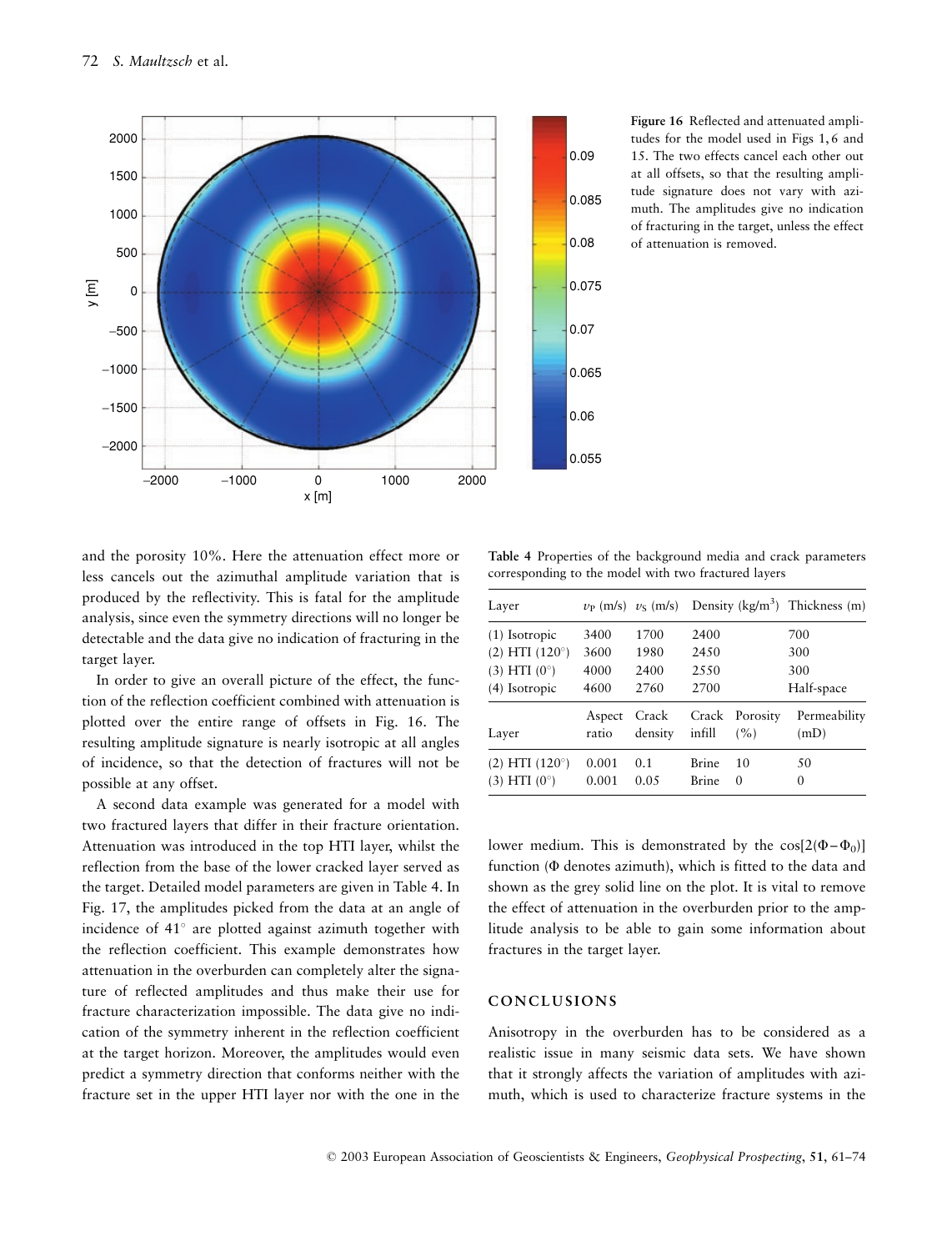Figure 16 Reflected and attenuated amplitudes for the model used in Figs 1, 6 and 15. The two effects cancel each other out at all offsets, so that the resulting amplitude signature does not vary with azimuth. The amplitudes give no indication of fracturing in the target, unless the effect of attenuation is removed.

and the porosity 10%. Here the attenuation effect more or less cancels out the azimuthal amplitude variation that is produced by the reflectivity. This is fatal for the amplitude analysis, since even the symmetry directions will no longer be detectable and the data give no indication of fracturing in the target layer.

In order to give an overall picture of the effect, the function of the reflection coefficient combined with attenuation is plotted over the entire range of offsets in Fig. 16. The resulting amplitude signature is nearly isotropic at all angles of incidence, so that the detection of fractures will not be possible at any offset.

A second data example was generated for a model with two fractured layers that differ in their fracture orientation. Attenuation was introduced in the top HTI layer, whilst the reflection from the base of the lower cracked layer served as the target. Detailed model parameters are given in Table 4. In Fig. 17, the amplitudes picked from the data at an angle of incidence of 41° are plotted against azimuth together with the reflection coefficient. This example demonstrates how attenuation in the overburden can completely alter the signature of reflected amplitudes and thus make their use for fracture characterization impossible. The data give no indication of the symmetry inherent in the reflection coefficient at the target horizon. Moreover, the amplitudes would even predict a symmetry direction that conforms neither with the fracture set in the upper HTI layer nor with the one in the lower medium. This is demonstrated by the $\cos[2(\Phi - \Phi_0)]$ function ($\Phi$ denotes azimuth), which is fitted to the data and shown as the grey solid line on the plot. It is vital to remove the effect of attenuation in the overburden prior to the amplitude analysis to be able to gain some information about fractures in the target layer.

Table 4 Properties of the background media and crack parameters corresponding to the model with two fractured layers

| Layer | $v_P$ (m/s) | $v_S$ (m/s) | Density (kg/m$^3$) | Thickness (m) |
|---|---|---|---|---|
| (1) Isotropic | 3400 | 1700 | 2400 | 700 |
| (2) HTI (120°) | 3600 | 1980 | 2450 | 300 |
| (3) HTI (0°) | 4000 | 2400 | 2550 | 300 |
| (4) Isotropic | 4600 | 2760 | 2700 | Half-space |

| Layer | Aspect ratio | Crack density | Crack infill | Porosity (%) | Permeability (mD) |
|---|---|---|---|---|---|
| (2) HTI (120°) | 0.001 | 0.1 | Brine | 10 | 50 |
| (3) HTI (0°) | 0.001 | 0.05 | Brine | 0 | 0 |

## CONCLUSIONS

Anisotropy in the overburden has to be considered as a realistic issue in many seismic data sets. We have shown that it strongly affects the variation of amplitudes with azimuth, which is used to characterize fracture systems in the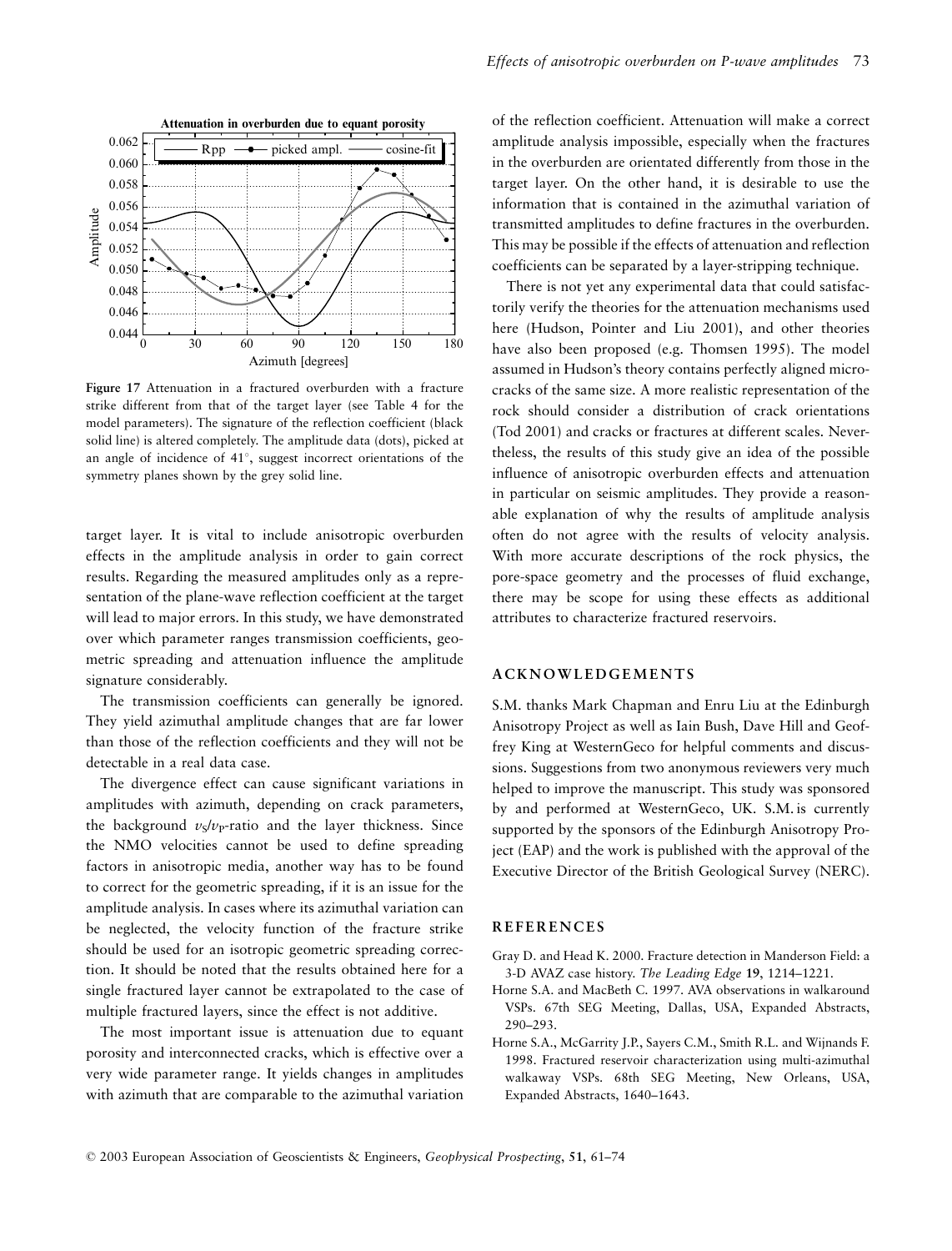**Figure 17** Attenuation in a fractured overburden with a fracture strike different from that of the target layer (see Table 4 for the model parameters). The signature of the reflection coefficient (black solid line) is altered completely. The amplitude data (dots), picked at an angle of incidence of 41°, suggest incorrect orientations of the symmetry planes shown by the grey solid line.

target layer. It is vital to include anisotropic overburden effects in the amplitude analysis in order to gain correct results. Regarding the measured amplitudes only as a representation of the plane-wave reflection coefficient at the target will lead to major errors. In this study, we have demonstrated over which parameter ranges transmission coefficients, geometric spreading and attenuation influence the amplitude signature considerably.

The transmission coefficients can generally be ignored. They yield azimuthal amplitude changes that are far lower than those of the reflection coefficients and they will not be detectable in a real data case.

The divergence effect can cause significant variations in amplitudes with azimuth, depending on crack parameters, the background $v_S/v_P$-ratio and the layer thickness. Since the NMO velocities cannot be used to define spreading factors in anisotropic media, another way has to be found to correct for the geometric spreading, if it is an issue for the amplitude analysis. In cases where its azimuthal variation can be neglected, the velocity function of the fracture strike should be used for an isotropic geometric spreading correction. It should be noted that the results obtained here for a single fractured layer cannot be extrapolated to the case of multiple fractured layers, since the effect is not additive.

The most important issue is attenuation due to equant porosity and interconnected cracks, which is effective over a very wide parameter range. It yields changes in amplitudes with azimuth that are comparable to the azimuthal variation of the reflection coefficient. Attenuation will make a correct amplitude analysis impossible, especially when the fractures in the overburden are orientated differently from those in the target layer. On the other hand, it is desirable to use the information that is contained in the azimuthal variation of transmitted amplitudes to define fractures in the overburden. This may be possible if the effects of attenuation and reflection coefficients can be separated by a layer-stripping technique.

There is not yet any experimental data that could satisfactorily verify the theories for the attenuation mechanisms used here (Hudson, Pointer and Liu 2001), and other theories have also been proposed (e.g. Thomsen 1995). The model assumed in Hudson's theory contains perfectly aligned microcracks of the same size. A more realistic representation of the rock should consider a distribution of crack orientations (Tod 2001) and cracks or fractures at different scales. Nevertheless, the results of this study give an idea of the possible influence of anisotropic overburden effects and attenuation in particular on seismic amplitudes. They provide a reasonable explanation of why the results of amplitude analysis often do not agree with the results of velocity analysis. With more accurate descriptions of the rock physics, the pore-space geometry and the processes of fluid exchange, there may be scope for using these effects as additional attributes to characterize fractured reservoirs.

## ACKNOWLEDGEMENTS

S.M. thanks Mark Chapman and Enru Liu at the Edinburgh Anisotropy Project as well as Iain Bush, Dave Hill and Geoffrey King at WesternGeco for helpful comments and discussions. Suggestions from two anonymous reviewers very much helped to improve the manuscript. This study was sponsored by and performed at WesternGeco, UK. S.M. is currently supported by the sponsors of the Edinburgh Anisotropy Project (EAP) and the work is published with the approval of the Executive Director of the British Geological Survey (NERC).

## REFERENCES

Gray D. and Head K. 2000. Fracture detection in Manderson Field: a 3-D AVAZ case history. *The Leading Edge* **19**, 1214–1221.

Horne S.A. and MacBeth C. 1997. AVA observations in walkaround VSPs. 67th SEG Meeting, Dallas, USA, Expanded Abstracts, 290–293.

Horne S.A., McGarrity J.P., Sayers C.M., Smith R.L. and Wijnands F. 1998. Fractured reservoir characterization using multi-azimuthal walkaway VSPs. 68th SEG Meeting, New Orleans, USA, Expanded Abstracts, 1640–1643.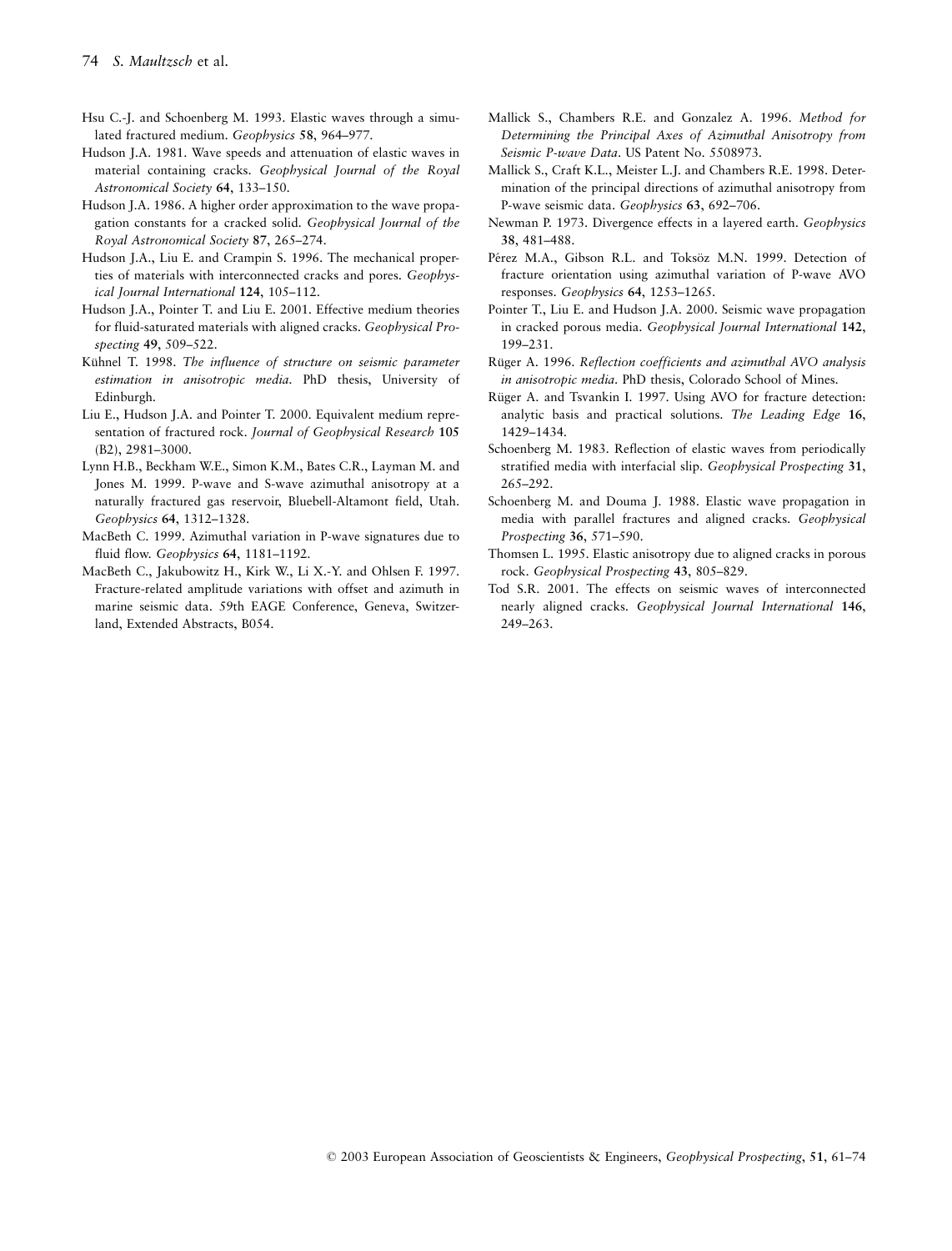Hsu C.-J. and Schoenberg M. 1993. Elastic waves through a simulated fractured medium. *Geophysics* **58**, 964–977.

Hudson J.A. 1981. Wave speeds and attenuation of elastic waves in material containing cracks. *Geophysical Journal of the Royal Astronomical Society* **64**, 133–150.

Hudson J.A. 1986. A higher order approximation to the wave propagation constants for a cracked solid. *Geophysical Journal of the Royal Astronomical Society* **87**, 265–274.

Hudson J.A., Liu E. and Crampin S. 1996. The mechanical properties of materials with interconnected cracks and pores. *Geophysical Journal International* **124**, 105–112.

Hudson J.A., Pointer T. and Liu E. 2001. Effective medium theories for fluid-saturated materials with aligned cracks. *Geophysical Prospecting* **49**, 509–522.

Kühnel T. 1998. *The influence of structure on seismic parameter estimation in anisotropic media*. PhD thesis, University of Edinburgh.

Liu E., Hudson J.A. and Pointer T. 2000. Equivalent medium representation of fractured rock. *Journal of Geophysical Research* **105** (B2), 2981–3000.

Lynn H.B., Beckham W.E., Simon K.M., Bates C.R., Layman M. and Jones M. 1999. P-wave and S-wave azimuthal anisotropy at a naturally fractured gas reservoir, Bluebell-Altamont field, Utah. *Geophysics* **64**, 1312–1328.

MacBeth C. 1999. Azimuthal variation in P-wave signatures due to fluid flow. *Geophysics* **64**, 1181–1192.

MacBeth C., Jakubowitz H., Kirk W., Li X.-Y. and Ohlsen F. 1997. Fracture-related amplitude variations with offset and azimuth in marine seismic data. 59th EAGE Conference, Geneva, Switzerland, Extended Abstracts, B054.

Mallick S., Chambers R.E. and Gonzalez A. 1996. *Method for Determining the Principal Axes of Azimuthal Anisotropy from Seismic P-wave Data*. US Patent No. 5508973.

Mallick S., Craft K.L., Meister L.J. and Chambers R.E. 1998. Determination of the principal directions of azimuthal anisotropy from P-wave seismic data. *Geophysics* **63**, 692–706.

Newman P. 1973. Divergence effects in a layered earth. *Geophysics* **38**, 481–488.

Pérez M.A., Gibson R.L. and Toksöz M.N. 1999. Detection of fracture orientation using azimuthal variation of P-wave AVO responses. *Geophysics* **64**, 1253–1265.

Pointer T., Liu E. and Hudson J.A. 2000. Seismic wave propagation in cracked porous media. *Geophysical Journal International* **142**, 199–231.

Rüger A. 1996. *Reflection coefficients and azimuthal AVO analysis in anisotropic media*. PhD thesis, Colorado School of Mines.

Rüger A. and Tsvankin I. 1997. Using AVO for fracture detection: analytic basis and practical solutions. *The Leading Edge* **16**, 1429–1434.

Schoenberg M. 1983. Reflection of elastic waves from periodically stratified media with interfacial slip. *Geophysical Prospecting* **31**, 265–292.

Schoenberg M. and Douma J. 1988. Elastic wave propagation in media with parallel fractures and aligned cracks. *Geophysical Prospecting* **36**, 571–590.

Thomsen L. 1995. Elastic anisotropy due to aligned cracks in porous rock. *Geophysical Prospecting* **43**, 805–829.

Tod S.R. 2001. The effects on seismic waves of interconnected nearly aligned cracks. *Geophysical Journal International* **146**, 249–263.